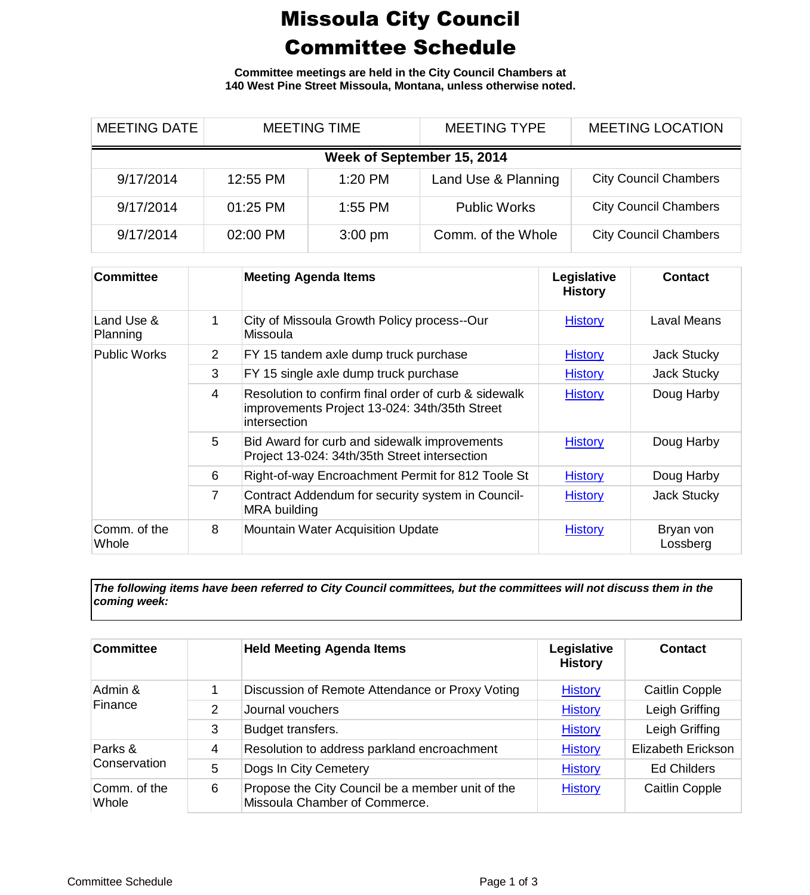# Missoula City Council
# Committee Schedule

**Committee meetings are held in the City Council Chambers at 140 West Pine Street Missoula, Montana, unless otherwise noted.**

| MEETING DATE | MEETING TIME | | MEETING TYPE | MEETING LOCATION |
|---|---|---|---|---|
| **Week of September 15, 2014** | | | | |
| 9/17/2014 | 12:55 PM | 1:20 PM | Land Use & Planning | City Council Chambers |
| 9/17/2014 | 01:25 PM | 1:55 PM | Public Works | City Council Chambers |
| 9/17/2014 | 02:00 PM | 3:00 pm | Comm. of the Whole | City Council Chambers |

| Committee | | Meeting Agenda Items | Legislative History | Contact |
|---|---|---|---|---|
| Land Use & Planning | 1 | City of Missoula Growth Policy process--Our Missoula | History | Laval Means |
| Public Works | 2 | FY 15 tandem axle dump truck purchase | History | Jack Stucky |
| | 3 | FY 15 single axle dump truck purchase | History | Jack Stucky |
| | 4 | Resolution to confirm final order of curb & sidewalk improvements Project 13-024: 34th/35th Street intersection | History | Doug Harby |
| | 5 | Bid Award for curb and sidewalk improvements Project 13-024: 34th/35th Street intersection | History | Doug Harby |
| | 6 | Right-of-way Encroachment Permit for 812 Toole St | History | Doug Harby |
| | 7 | Contract Addendum for security system in Council-MRA building | History | Jack Stucky |
| Comm. of the Whole | 8 | Mountain Water Acquisition Update | History | Bryan von Lossberg |

***The following items have been referred to City Council committees, but the committees will not discuss them in the coming week:***

| Committee | | Held Meeting Agenda Items | Legislative History | Contact |
|---|---|---|---|---|
| Admin & Finance | 1 | Discussion of Remote Attendance or Proxy Voting | History | Caitlin Copple |
| | 2 | Journal vouchers | History | Leigh Griffing |
| | 3 | Budget transfers. | History | Leigh Griffing |
| Parks & Conservation | 4 | Resolution to address parkland encroachment | History | Elizabeth Erickson |
| | 5 | Dogs In City Cemetery | History | Ed Childers |
| Comm. of the Whole | 6 | Propose the City Council be a member unit of the Missoula Chamber of Commerce. | History | Caitlin Copple |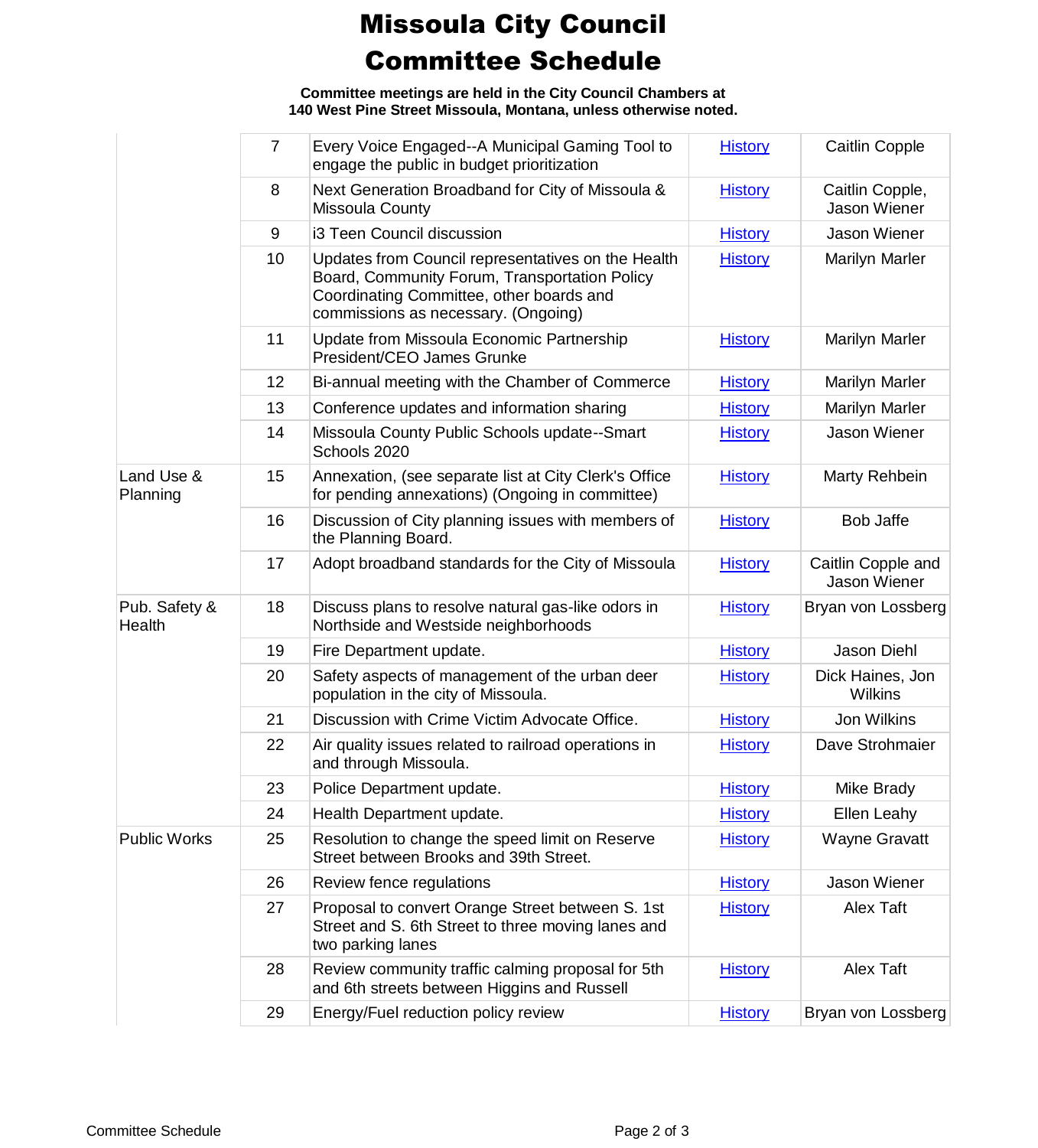# Missoula City Council Committee Schedule

**Committee meetings are held in the City Council Chambers at 140 West Pine Street Missoula, Montana, unless otherwise noted.**

| | | | | |
|---|---|---|---|---|
| | 7 | Every Voice Engaged--A Municipal Gaming Tool to engage the public in budget prioritization | History | Caitlin Copple |
| | 8 | Next Generation Broadband for City of Missoula & Missoula County | History | Caitlin Copple, Jason Wiener |
| | 9 | i3 Teen Council discussion | History | Jason Wiener |
| | 10 | Updates from Council representatives on the Health Board, Community Forum, Transportation Policy Coordinating Committee, other boards and commissions as necessary. (Ongoing) | History | Marilyn Marler |
| | 11 | Update from Missoula Economic Partnership President/CEO James Grunke | History | Marilyn Marler |
| | 12 | Bi-annual meeting with the Chamber of Commerce | History | Marilyn Marler |
| | 13 | Conference updates and information sharing | History | Marilyn Marler |
| | 14 | Missoula County Public Schools update--Smart Schools 2020 | History | Jason Wiener |
| Land Use & Planning | 15 | Annexation, (see separate list at City Clerk's Office for pending annexations) (Ongoing in committee) | History | Marty Rehbein |
| | 16 | Discussion of City planning issues with members of the Planning Board. | History | Bob Jaffe |
| | 17 | Adopt broadband standards for the City of Missoula | History | Caitlin Copple and Jason Wiener |
| Pub. Safety & Health | 18 | Discuss plans to resolve natural gas-like odors in Northside and Westside neighborhoods | History | Bryan von Lossberg |
| | 19 | Fire Department update. | History | Jason Diehl |
| | 20 | Safety aspects of management of the urban deer population in the city of Missoula. | History | Dick Haines, Jon Wilkins |
| | 21 | Discussion with Crime Victim Advocate Office. | History | Jon Wilkins |
| | 22 | Air quality issues related to railroad operations in and through Missoula. | History | Dave Strohmaier |
| | 23 | Police Department update. | History | Mike Brady |
| | 24 | Health Department update. | History | Ellen Leahy |
| Public Works | 25 | Resolution to change the speed limit on Reserve Street between Brooks and 39th Street. | History | Wayne Gravatt |
| | 26 | Review fence regulations | History | Jason Wiener |
| | 27 | Proposal to convert Orange Street between S. 1st Street and S. 6th Street to three moving lanes and two parking lanes | History | Alex Taft |
| | 28 | Review community traffic calming proposal for 5th and 6th streets between Higgins and Russell | History | Alex Taft |
| | 29 | Energy/Fuel reduction policy review | History | Bryan von Lossberg |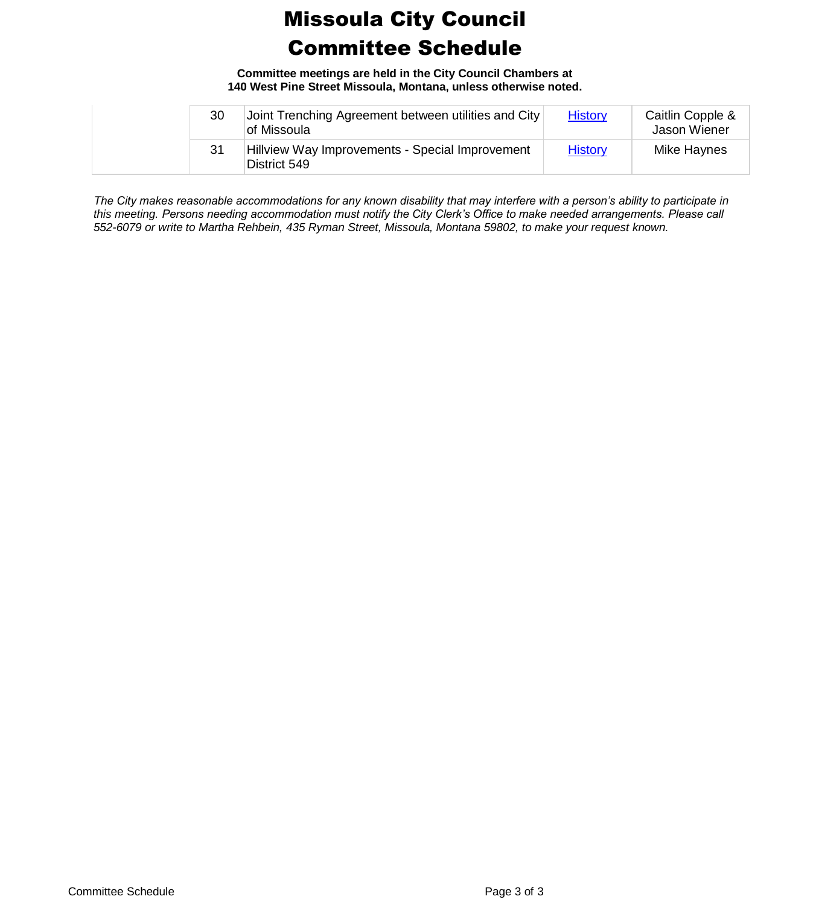# Missoula City Council
# Committee Schedule

**Committee meetings are held in the City Council Chambers at 140 West Pine Street Missoula, Montana, unless otherwise noted.**

| | | | | |
|---|---|---|---|---|
| | 30 | Joint Trenching Agreement between utilities and City of Missoula | History | Caitlin Copple & Jason Wiener |
| | 31 | Hillview Way Improvements - Special Improvement District 549 | History | Mike Haynes |

*The City makes reasonable accommodations for any known disability that may interfere with a person's ability to participate in this meeting. Persons needing accommodation must notify the City Clerk's Office to make needed arrangements. Please call 552-6079 or write to Martha Rehbein, 435 Ryman Street, Missoula, Montana 59802, to make your request known.*